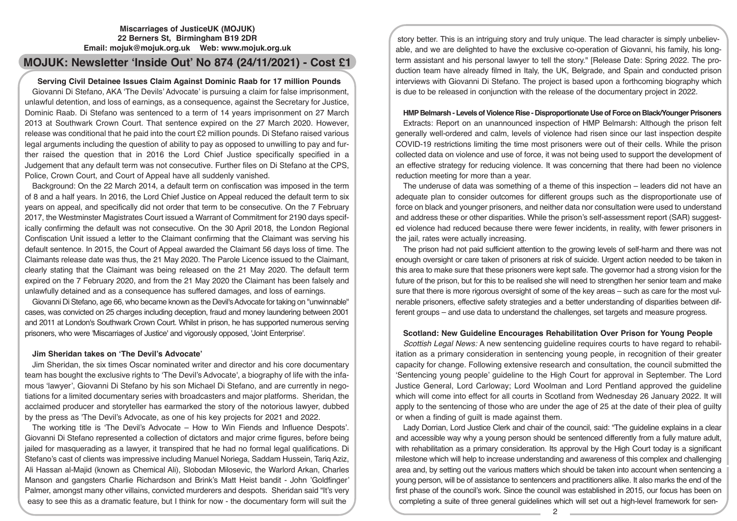**Miscarriages of JusticeUK (MOJUK)**
**22 Berners St, Birmingham B19 2DR**
**Email: mojuk@mojuk.org.uk Web: www.mojuk.org.uk**

# MOJUK: Newsletter 'Inside Out' No 874 (24/11/2021) - Cost £1

## Serving Civil Detainee Issues Claim Against Dominic Raab for 17 million Pounds

Giovanni Di Stefano, AKA 'The Devils' Advocate' is pursuing a claim for false imprisonment, unlawful detention, and loss of earnings, as a consequence, against the Secretary for Justice, Dominic Raab. Di Stefano was sentenced to a term of 14 years imprisonment on 27 March 2013 at Southwark Crown Court. That sentence expired on the 27 March 2020. However, release was conditional that he paid into the court £2 million pounds. Di Stefano raised various legal arguments including the question of ability to pay as opposed to unwilling to pay and further raised the question that in 2016 the Lord Chief Justice specifically specified in a Judgement that any default term was not consecutive. Further files on Di Stefano at the CPS, Police, Crown Court, and Court of Appeal have all suddenly vanished.

Background: On the 22 March 2014, a default term on confiscation was imposed in the term of 8 and a half years. In 2016, the Lord Chief Justice on Appeal reduced the default term to six years on appeal, and specifically did not order that term to be consecutive. On the 7 February 2017, the Westminster Magistrates Court issued a Warrant of Commitment for 2190 days specifically confirming the default was not consecutive. On the 30 April 2018, the London Regional Confiscation Unit issued a letter to the Claimant confirming that the Claimant was serving his default sentence. In 2015, the Court of Appeal awarded the Claimant 56 days loss of time. The Claimants release date was thus, the 21 May 2020. The Parole Licence issued to the Claimant, clearly stating that the Claimant was being released on the 21 May 2020. The default term expired on the 7 February 2020, and from the 21 May 2020 the Claimant has been falsely and unlawfully detained and as a consequence has suffered damages, and loss of earnings.

Giovanni Di Stefano, age 66, who became known as the Devil's Advocate for taking on "unwinnable" cases, was convicted on 25 charges including deception, fraud and money laundering between 2001 and 2011 at London's Southwark Crown Court. Whilst in prison, he has supported numerous serving prisoners, who were 'Miscarriages of Justice' and vigorously opposed, 'Joint Enterprise'.

## Jim Sheridan takes on 'The Devil's Advocate'

Jim Sheridan, the six times Oscar nominated writer and director and his core documentary team has bought the exclusive rights to 'The Devil's Advocate', a biography of life with the infamous 'lawyer', Giovanni Di Stefano by his son Michael Di Stefano, and are currently in negotiations for a limited documentary series with broadcasters and major platforms. Sheridan, the acclaimed producer and storyteller has earmarked the story of the notorious lawyer, dubbed by the press as 'The Devil's Advocate, as one of his key projects for 2021 and 2022.

The working title is 'The Devil's Advocate – How to Win Fiends and Influence Despots'. Giovanni Di Stefano represented a collection of dictators and major crime figures, before being jailed for masquerading as a lawyer, it transpired that he had no formal legal qualifications. Di Stefano's cast of clients was impressive including Manuel Noriega, Saddam Hussein, Tariq Aziz, Ali Hassan al-Majid (known as Chemical Ali), Slobodan Milosevic, the Warlord Arkan, Charles Manson and gangsters Charlie Richardson and Brink's Matt Heist bandit - John 'Goldfinger' Palmer, amongst many other villains, convicted murderers and despots. Sheridan said "It's very easy to see this as a dramatic feature, but I think for now - the documentary form will suit the story better. This is an intriguing story and truly unique. The lead character is simply unbelievable, and we are delighted to have the exclusive co-operation of Giovanni, his family, his long-term assistant and his personal lawyer to tell the story." [Release Date: Spring 2022. The production team have already filmed in Italy, the UK, Belgrade, and Spain and conducted prison interviews with Giovanni Di Stefano. The project is based upon a forthcoming biography which is due to be released in conjunction with the release of the documentary project in 2022.

## HMP Belmarsh - Levels of Violence Rise - Disproportionate Use of Force on Black/Younger Prisoners

Extracts: Report on an unannounced inspection of HMP Belmarsh: Although the prison felt generally well-ordered and calm, levels of violence had risen since our last inspection despite COVID-19 restrictions limiting the time most prisoners were out of their cells. While the prison collected data on violence and use of force, it was not being used to support the development of an effective strategy for reducing violence. It was concerning that there had been no violence reduction meeting for more than a year.

The underuse of data was something of a theme of this inspection – leaders did not have an adequate plan to consider outcomes for different groups such as the disproportionate use of force on black and younger prisoners, and neither data nor consultation were used to understand and address these or other disparities. While the prison's self-assessment report (SAR) suggested violence had reduced because there were fewer incidents, in reality, with fewer prisoners in the jail, rates were actually increasing.

The prison had not paid sufficient attention to the growing levels of self-harm and there was not enough oversight or care taken of prisoners at risk of suicide. Urgent action needed to be taken in this area to make sure that these prisoners were kept safe. The governor had a strong vision for the future of the prison, but for this to be realised she will need to strengthen her senior team and make sure that there is more rigorous oversight of some of the key areas – such as care for the most vulnerable prisoners, effective safety strategies and a better understanding of disparities between different groups – and use data to understand the challenges, set targets and measure progress.

## Scotland: New Guideline Encourages Rehabilitation Over Prison for Young People

*Scottish Legal News:* A new sentencing guideline requires courts to have regard to rehabilitation as a primary consideration in sentencing young people, in recognition of their greater capacity for change. Following extensive research and consultation, the council submitted the 'Sentencing young people' guideline to the High Court for approval in September. The Lord Justice General, Lord Carloway; Lord Woolman and Lord Pentland approved the guideline which will come into effect for all courts in Scotland from Wednesday 26 January 2022. It will apply to the sentencing of those who are under the age of 25 at the date of their plea of guilty or when a finding of guilt is made against them.

Lady Dorrian, Lord Justice Clerk and chair of the council, said: "The guideline explains in a clear and accessible way why a young person should be sentenced differently from a fully mature adult, with rehabilitation as a primary consideration. Its approval by the High Court today is a significant milestone which will help to increase understanding and awareness of this complex and challenging area and, by setting out the various matters which should be taken into account when sentencing a young person, will be of assistance to sentencers and practitioners alike. It also marks the end of the first phase of the council's work. Since the council was established in 2015, our focus has been on completing a suite of three general guidelines which will set out a high-level framework for sen-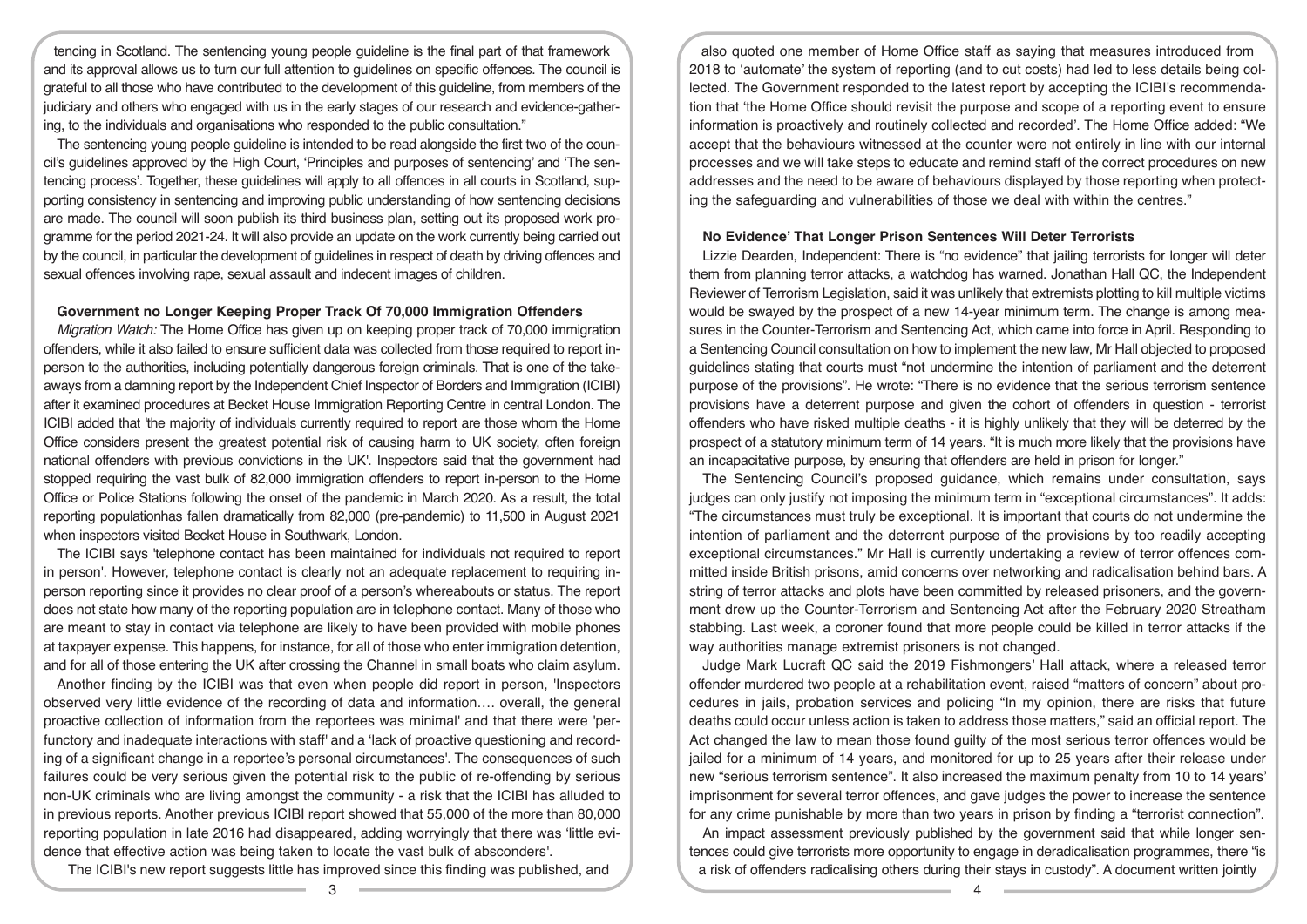tencing in Scotland. The sentencing young people guideline is the final part of that framework and its approval allows us to turn our full attention to guidelines on specific offences. The council is grateful to all those who have contributed to the development of this guideline, from members of the judiciary and others who engaged with us in the early stages of our research and evidence-gathering, to the individuals and organisations who responded to the public consultation."

The sentencing young people guideline is intended to be read alongside the first two of the council's guidelines approved by the High Court, 'Principles and purposes of sentencing' and 'The sentencing process'. Together, these guidelines will apply to all offences in all courts in Scotland, supporting consistency in sentencing and improving public understanding of how sentencing decisions are made. The council will soon publish its third business plan, setting out its proposed work programme for the period 2021-24. It will also provide an update on the work currently being carried out by the council, in particular the development of guidelines in respect of death by driving offences and sexual offences involving rape, sexual assault and indecent images of children.

**Government no Longer Keeping Proper Track Of 70,000 Immigration Offenders**

*Migration Watch:* The Home Office has given up on keeping proper track of 70,000 immigration offenders, while it also failed to ensure sufficient data was collected from those required to report in-person to the authorities, including potentially dangerous foreign criminals. That is one of the take-aways from a damning report by the Independent Chief Inspector of Borders and Immigration (ICIBI) after it examined procedures at Becket House Immigration Reporting Centre in central London. The ICIBI added that 'the majority of individuals currently required to report are those whom the Home Office considers present the greatest potential risk of causing harm to UK society, often foreign national offenders with previous convictions in the UK'. Inspectors said that the government had stopped requiring the vast bulk of 82,000 immigration offenders to report in-person to the Home Office or Police Stations following the onset of the pandemic in March 2020. As a result, the total reporting populationhas fallen dramatically from 82,000 (pre-pandemic) to 11,500 in August 2021 when inspectors visited Becket House in Southwark, London.

The ICIBI says 'telephone contact has been maintained for individuals not required to report in person'. However, telephone contact is clearly not an adequate replacement to requiring in-person reporting since it provides no clear proof of a person's whereabouts or status. The report does not state how many of the reporting population are in telephone contact. Many of those who are meant to stay in contact via telephone are likely to have been provided with mobile phones at taxpayer expense. This happens, for instance, for all of those who enter immigration detention, and for all of those entering the UK after crossing the Channel in small boats who claim asylum.

Another finding by the ICIBI was that even when people did report in person, 'Inspectors observed very little evidence of the recording of data and information…. overall, the general proactive collection of information from the reportees was minimal' and that there were 'perfunctory and inadequate interactions with staff' and a 'lack of proactive questioning and recording of a significant change in a reportee's personal circumstances'. The consequences of such failures could be very serious given the potential risk to the public of re-offending by serious non-UK criminals who are living amongst the community - a risk that the ICIBI has alluded to in previous reports. Another previous ICIBI report showed that 55,000 of the more than 80,000 reporting population in late 2016 had disappeared, adding worryingly that there was 'little evidence that effective action was being taken to locate the vast bulk of absconders'.

The ICIBI's new report suggests little has improved since this finding was published, and also quoted one member of Home Office staff as saying that measures introduced from 2018 to 'automate' the system of reporting (and to cut costs) had led to less details being collected. The Government responded to the latest report by accepting the ICIBI's recommendation that 'the Home Office should revisit the purpose and scope of a reporting event to ensure information is proactively and routinely collected and recorded'. The Home Office added: "We accept that the behaviours witnessed at the counter were not entirely in line with our internal processes and we will take steps to educate and remind staff of the correct procedures on new addresses and the need to be aware of behaviours displayed by those reporting when protecting the safeguarding and vulnerabilities of those we deal with within the centres."

**No Evidence' That Longer Prison Sentences Will Deter Terrorists**

Lizzie Dearden, Independent: There is "no evidence" that jailing terrorists for longer will deter them from planning terror attacks, a watchdog has warned. Jonathan Hall QC, the Independent Reviewer of Terrorism Legislation, said it was unlikely that extremists plotting to kill multiple victims would be swayed by the prospect of a new 14-year minimum term. The change is among measures in the Counter-Terrorism and Sentencing Act, which came into force in April. Responding to a Sentencing Council consultation on how to implement the new law, Mr Hall objected to proposed guidelines stating that courts must "not undermine the intention of parliament and the deterrent purpose of the provisions". He wrote: "There is no evidence that the serious terrorism sentence provisions have a deterrent purpose and given the cohort of offenders in question - terrorist offenders who have risked multiple deaths - it is highly unlikely that they will be deterred by the prospect of a statutory minimum term of 14 years. "It is much more likely that the provisions have an incapacitative purpose, by ensuring that offenders are held in prison for longer."

The Sentencing Council's proposed guidance, which remains under consultation, says judges can only justify not imposing the minimum term in "exceptional circumstances". It adds: "The circumstances must truly be exceptional. It is important that courts do not undermine the intention of parliament and the deterrent purpose of the provisions by too readily accepting exceptional circumstances." Mr Hall is currently undertaking a review of terror offences committed inside British prisons, amid concerns over networking and radicalisation behind bars. A string of terror attacks and plots have been committed by released prisoners, and the government drew up the Counter-Terrorism and Sentencing Act after the February 2020 Streatham stabbing. Last week, a coroner found that more people could be killed in terror attacks if the way authorities manage extremist prisoners is not changed.

Judge Mark Lucraft QC said the 2019 Fishmongers' Hall attack, where a released terror offender murdered two people at a rehabilitation event, raised "matters of concern" about procedures in jails, probation services and policing "In my opinion, there are risks that future deaths could occur unless action is taken to address those matters," said an official report. The Act changed the law to mean those found guilty of the most serious terror offences would be jailed for a minimum of 14 years, and monitored for up to 25 years after their release under new "serious terrorism sentence". It also increased the maximum penalty from 10 to 14 years' imprisonment for several terror offences, and gave judges the power to increase the sentence for any crime punishable by more than two years in prison by finding a "terrorist connection".

An impact assessment previously published by the government said that while longer sentences could give terrorists more opportunity to engage in deradicalisation programmes, there "is a risk of offenders radicalising others during their stays in custody". A document written jointly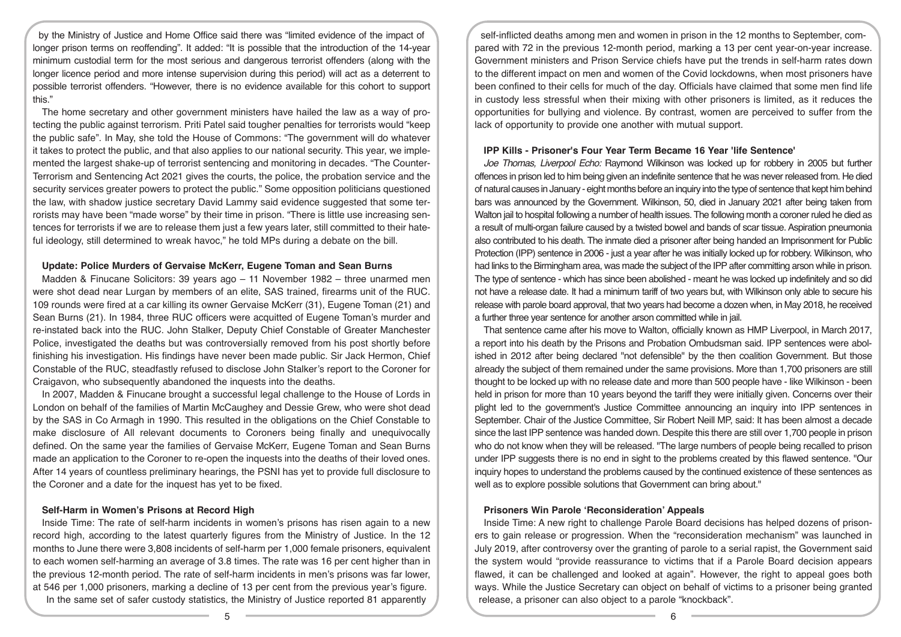by the Ministry of Justice and Home Office said there was "limited evidence of the impact of longer prison terms on reoffending". It added: "It is possible that the introduction of the 14-year minimum custodial term for the most serious and dangerous terrorist offenders (along with the longer licence period and more intense supervision during this period) will act as a deterrent to possible terrorist offenders. "However, there is no evidence available for this cohort to support this."

The home secretary and other government ministers have hailed the law as a way of protecting the public against terrorism. Priti Patel said tougher penalties for terrorists would "keep the public safe". In May, she told the House of Commons: "The government will do whatever it takes to protect the public, and that also applies to our national security. This year, we implemented the largest shake-up of terrorist sentencing and monitoring in decades. "The Counter-Terrorism and Sentencing Act 2021 gives the courts, the police, the probation service and the security services greater powers to protect the public." Some opposition politicians questioned the law, with shadow justice secretary David Lammy said evidence suggested that some terrorists may have been "made worse" by their time in prison. "There is little use increasing sentences for terrorists if we are to release them just a few years later, still committed to their hateful ideology, still determined to wreak havoc," he told MPs during a debate on the bill.

### Update: Police Murders of Gervaise McKerr, Eugene Toman and Sean Burns

Madden & Finucane Solicitors: 39 years ago – 11 November 1982 – three unarmed men were shot dead near Lurgan by members of an elite, SAS trained, firearms unit of the RUC. 109 rounds were fired at a car killing its owner Gervaise McKerr (31), Eugene Toman (21) and Sean Burns (21). In 1984, three RUC officers were acquitted of Eugene Toman's murder and re-instated back into the RUC. John Stalker, Deputy Chief Constable of Greater Manchester Police, investigated the deaths but was controversially removed from his post shortly before finishing his investigation. His findings have never been made public. Sir Jack Hermon, Chief Constable of the RUC, steadfastly refused to disclose John Stalker's report to the Coroner for Craigavon, who subsequently abandoned the inquests into the deaths.

In 2007, Madden & Finucane brought a successful legal challenge to the House of Lords in London on behalf of the families of Martin McCaughey and Dessie Grew, who were shot dead by the SAS in Co Armagh in 1990. This resulted in the obligations on the Chief Constable to make disclosure of All relevant documents to Coroners being finally and unequivocally defined. On the same year the families of Gervaise McKerr, Eugene Toman and Sean Burns made an application to the Coroner to re-open the inquests into the deaths of their loved ones. After 14 years of countless preliminary hearings, the PSNI has yet to provide full disclosure to the Coroner and a date for the inquest has yet to be fixed.

### Self-Harm in Women's Prisons at Record High

Inside Time: The rate of self-harm incidents in women's prisons has risen again to a new record high, according to the latest quarterly figures from the Ministry of Justice. In the 12 months to June there were 3,808 incidents of self-harm per 1,000 female prisoners, equivalent to each women self-harming an average of 3.8 times. The rate was 16 per cent higher than in the previous 12-month period. The rate of self-harm incidents in men's prisons was far lower, at 546 per 1,000 prisoners, marking a decline of 13 per cent from the previous year's figure.

In the same set of safer custody statistics, the Ministry of Justice reported 81 apparently self-inflicted deaths among men and women in prison in the 12 months to September, compared with 72 in the previous 12-month period, marking a 13 per cent year-on-year increase. Government ministers and Prison Service chiefs have put the trends in self-harm rates down to the different impact on men and women of the Covid lockdowns, when most prisoners have been confined to their cells for much of the day. Officials have claimed that some men find life in custody less stressful when their mixing with other prisoners is limited, as it reduces the opportunities for bullying and violence. By contrast, women are perceived to suffer from the lack of opportunity to provide one another with mutual support.

### IPP Kills - Prisoner's Four Year Term Became 16 Year 'life Sentence'

*Joe Thomas, Liverpool Echo:* Raymond Wilkinson was locked up for robbery in 2005 but further offences in prison led to him being given an indefinite sentence that he was never released from. He died of natural causes in January - eight months before an inquiry into the type of sentence that kept him behind bars was announced by the Government. Wilkinson, 50, died in January 2021 after being taken from Walton jail to hospital following a number of health issues. The following month a coroner ruled he died as a result of multi-organ failure caused by a twisted bowel and bands of scar tissue. Aspiration pneumonia also contributed to his death. The inmate died a prisoner after being handed an Imprisonment for Public Protection (IPP) sentence in 2006 - just a year after he was initially locked up for robbery. Wilkinson, who had links to the Birmingham area, was made the subject of the IPP after committing arson while in prison. The type of sentence - which has since been abolished - meant he was locked up indefinitely and so did not have a release date. It had a minimum tariff of two years but, with Wilkinson only able to secure his release with parole board approval, that two years had become a dozen when, in May 2018, he received a further three year sentence for another arson committed while in jail.

That sentence came after his move to Walton, officially known as HMP Liverpool, in March 2017, a report into his death by the Prisons and Probation Ombudsman said. IPP sentences were abolished in 2012 after being declared "not defensible" by the then coalition Government. But those already the subject of them remained under the same provisions. More than 1,700 prisoners are still thought to be locked up with no release date and more than 500 people have - like Wilkinson - been held in prison for more than 10 years beyond the tariff they were initially given. Concerns over their plight led to the government's Justice Committee announcing an inquiry into IPP sentences in September. Chair of the Justice Committee, Sir Robert Neill MP, said: It has been almost a decade since the last IPP sentence was handed down. Despite this there are still over 1,700 people in prison who do not know when they will be released. "The large numbers of people being recalled to prison under IPP suggests there is no end in sight to the problems created by this flawed sentence. "Our inquiry hopes to understand the problems caused by the continued existence of these sentences as well as to explore possible solutions that Government can bring about."

### Prisoners Win Parole 'Reconsideration' Appeals

Inside Time: A new right to challenge Parole Board decisions has helped dozens of prisoners to gain release or progression. When the "reconsideration mechanism" was launched in July 2019, after controversy over the granting of parole to a serial rapist, the Government said the system would "provide reassurance to victims that if a Parole Board decision appears flawed, it can be challenged and looked at again". However, the right to appeal goes both ways. While the Justice Secretary can object on behalf of victims to a prisoner being granted release, a prisoner can also object to a parole "knockback".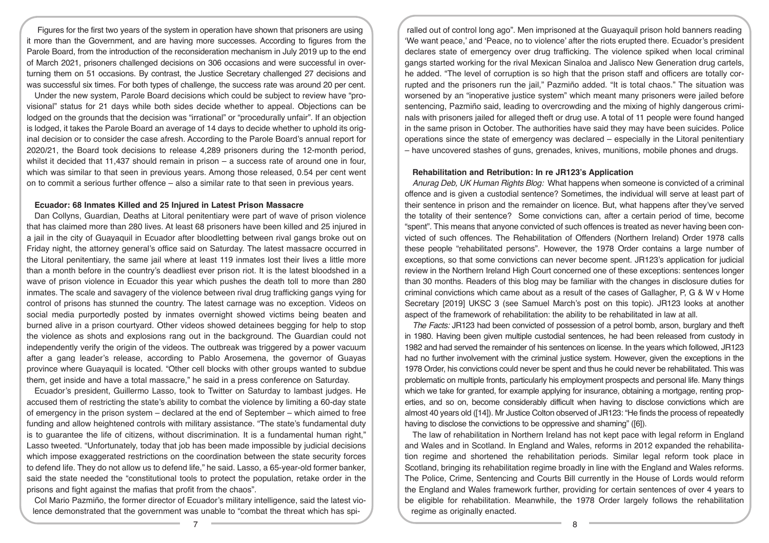Figures for the first two years of the system in operation have shown that prisoners are using it more than the Government, and are having more successes. According to figures from the Parole Board, from the introduction of the reconsideration mechanism in July 2019 up to the end of March 2021, prisoners challenged decisions on 306 occasions and were successful in overturning them on 51 occasions. By contrast, the Justice Secretary challenged 27 decisions and was successful six times. For both types of challenge, the success rate was around 20 per cent.

Under the new system, Parole Board decisions which could be subject to review have "provisional" status for 21 days while both sides decide whether to appeal. Objections can be lodged on the grounds that the decision was "irrational" or "procedurally unfair". If an objection is lodged, it takes the Parole Board an average of 14 days to decide whether to uphold its original decision or to consider the case afresh. According to the Parole Board's annual report for 2020/21, the Board took decisions to release 4,289 prisoners during the 12-month period, whilst it decided that 11,437 should remain in prison – a success rate of around one in four, which was similar to that seen in previous years. Among those released, 0.54 per cent went on to commit a serious further offence – also a similar rate to that seen in previous years.

### Ecuador: 68 Inmates Killed and 25 Injured in Latest Prison Massacre

Dan Collyns, Guardian, Deaths at Litoral penitentiary were part of wave of prison violence that has claimed more than 280 lives. At least 68 prisoners have been killed and 25 injured in a jail in the city of Guayaquil in Ecuador after bloodletting between rival gangs broke out on Friday night, the attorney general's office said on Saturday. The latest massacre occurred in the Litoral penitentiary, the same jail where at least 119 inmates lost their lives a little more than a month before in the country's deadliest ever prison riot. It is the latest bloodshed in a wave of prison violence in Ecuador this year which pushes the death toll to more than 280 inmates. The scale and savagery of the violence between rival drug trafficking gangs vying for control of prisons has stunned the country. The latest carnage was no exception. Videos on social media purportedly posted by inmates overnight showed victims being beaten and burned alive in a prison courtyard. Other videos showed detainees begging for help to stop the violence as shots and explosions rang out in the background. The Guardian could not independently verify the origin of the videos. The outbreak was triggered by a power vacuum after a gang leader's release, according to Pablo Arosemena, the governor of Guayas province where Guayaquil is located. "Other cell blocks with other groups wanted to subdue them, get inside and have a total massacre," he said in a press conference on Saturday.

Ecuador's president, Guillermo Lasso, took to Twitter on Saturday to lambast judges. He accused them of restricting the state's ability to combat the violence by limiting a 60-day state of emergency in the prison system – declared at the end of September – which aimed to free funding and allow heightened controls with military assistance. "The state's fundamental duty is to guarantee the life of citizens, without discrimination. It is a fundamental human right," Lasso tweeted. "Unfortunately, today that job has been made impossible by judicial decisions which impose exaggerated restrictions on the coordination between the state security forces to defend life. They do not allow us to defend life," he said. Lasso, a 65-year-old former banker, said the state needed the "constitutional tools to protect the population, retake order in the prisons and fight against the mafias that profit from the chaos".

Col Mario Pazmiño, the former director of Ecuador's military intelligence, said the latest violence demonstrated that the government was unable to "combat the threat which has spiralled out of control long ago". Men imprisoned at the Guayaquil prison hold banners reading 'We want peace,' and 'Peace, no to violence' after the riots erupted there. Ecuador's president declares state of emergency over drug trafficking. The violence spiked when local criminal gangs started working for the rival Mexican Sinaloa and Jalisco New Generation drug cartels, he added. "The level of corruption is so high that the prison staff and officers are totally corrupted and the prisoners run the jail," Pazmiño added. "It is total chaos." The situation was worsened by an "inoperative justice system" which meant many prisoners were jailed before sentencing, Pazmiño said, leading to overcrowding and the mixing of highly dangerous criminals with prisoners jailed for alleged theft or drug use. A total of 11 people were found hanged in the same prison in October. The authorities have said they may have been suicides. Police operations since the state of emergency was declared – especially in the Litoral penitentiary – have uncovered stashes of guns, grenades, knives, munitions, mobile phones and drugs.

### Rehabilitation and Retribution: In re JR123's Application

*Anurag Deb, UK Human Rights Blog:* What happens when someone is convicted of a criminal offence and is given a custodial sentence? Sometimes, the individual will serve at least part of their sentence in prison and the remainder on licence. But, what happens after they've served the totality of their sentence? Some convictions can, after a certain period of time, become "spent". This means that anyone convicted of such offences is treated as never having been convicted of such offences. The Rehabilitation of Offenders (Northern Ireland) Order 1978 calls these people "rehabilitated persons". However, the 1978 Order contains a large number of exceptions, so that some convictions can never become spent. JR123's application for judicial review in the Northern Ireland High Court concerned one of these exceptions: sentences longer than 30 months. Readers of this blog may be familiar with the changes in disclosure duties for criminal convictions which came about as a result of the cases of Gallagher, P, G & W v Home Secretary [2019] UKSC 3 (see Samuel March's post on this topic). JR123 looks at another aspect of the framework of rehabilitation: the ability to be rehabilitated in law at all.

*The Facts:* JR123 had been convicted of possession of a petrol bomb, arson, burglary and theft in 1980. Having been given multiple custodial sentences, he had been released from custody in 1982 and had served the remainder of his sentences on license. In the years which followed, JR123 had no further involvement with the criminal justice system. However, given the exceptions in the 1978 Order, his convictions could never be spent and thus he could never be rehabilitated. This was problematic on multiple fronts, particularly his employment prospects and personal life. Many things which we take for granted, for example applying for insurance, obtaining a mortgage, renting properties, and so on, become considerably difficult when having to disclose convictions which are almost 40 years old ([14]). Mr Justice Colton observed of JR123: "He finds the process of repeatedly having to disclose the convictions to be oppressive and shaming" ([6]).

The law of rehabilitation in Northern Ireland has not kept pace with legal reform in England and Wales and in Scotland. In England and Wales, reforms in 2012 expanded the rehabilitation regime and shortened the rehabilitation periods. Similar legal reform took place in Scotland, bringing its rehabilitation regime broadly in line with the England and Wales reforms. The Police, Crime, Sentencing and Courts Bill currently in the House of Lords would reform the England and Wales framework further, providing for certain sentences of over 4 years to be eligible for rehabilitation. Meanwhile, the 1978 Order largely follows the rehabilitation regime as originally enacted.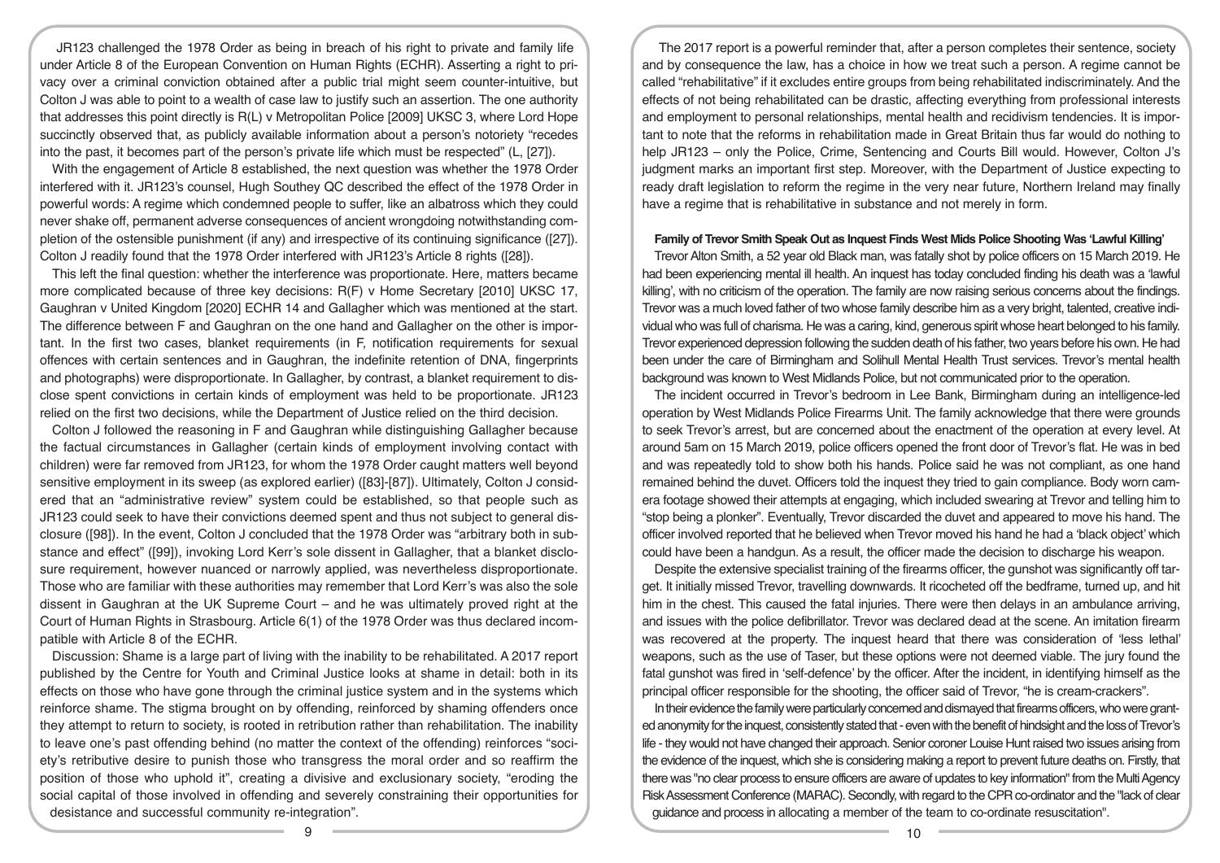JR123 challenged the 1978 Order as being in breach of his right to private and family life under Article 8 of the European Convention on Human Rights (ECHR). Asserting a right to privacy over a criminal conviction obtained after a public trial might seem counter-intuitive, but Colton J was able to point to a wealth of case law to justify such an assertion. The one authority that addresses this point directly is R(L) v Metropolitan Police [2009] UKSC 3, where Lord Hope succinctly observed that, as publicly available information about a person's notoriety "recedes into the past, it becomes part of the person's private life which must be respected" (L, [27]).

With the engagement of Article 8 established, the next question was whether the 1978 Order interfered with it. JR123's counsel, Hugh Southey QC described the effect of the 1978 Order in powerful words: A regime which condemned people to suffer, like an albatross which they could never shake off, permanent adverse consequences of ancient wrongdoing notwithstanding completion of the ostensible punishment (if any) and irrespective of its continuing significance ([27]). Colton J readily found that the 1978 Order interfered with JR123's Article 8 rights ([28]).

This left the final question: whether the interference was proportionate. Here, matters became more complicated because of three key decisions: R(F) v Home Secretary [2010] UKSC 17, Gaughran v United Kingdom [2020] ECHR 14 and Gallagher which was mentioned at the start. The difference between F and Gaughran on the one hand and Gallagher on the other is important. In the first two cases, blanket requirements (in F, notification requirements for sexual offences with certain sentences and in Gaughran, the indefinite retention of DNA, fingerprints and photographs) were disproportionate. In Gallagher, by contrast, a blanket requirement to disclose spent convictions in certain kinds of employment was held to be proportionate. JR123 relied on the first two decisions, while the Department of Justice relied on the third decision.

Colton J followed the reasoning in F and Gaughran while distinguishing Gallagher because the factual circumstances in Gallagher (certain kinds of employment involving contact with children) were far removed from JR123, for whom the 1978 Order caught matters well beyond sensitive employment in its sweep (as explored earlier) ([83]-[87]). Ultimately, Colton J considered that an "administrative review" system could be established, so that people such as JR123 could seek to have their convictions deemed spent and thus not subject to general disclosure ([98]). In the event, Colton J concluded that the 1978 Order was "arbitrary both in substance and effect" ([99]), invoking Lord Kerr's sole dissent in Gallagher, that a blanket disclosure requirement, however nuanced or narrowly applied, was nevertheless disproportionate. Those who are familiar with these authorities may remember that Lord Kerr's was also the sole dissent in Gaughran at the UK Supreme Court – and he was ultimately proved right at the Court of Human Rights in Strasbourg. Article 6(1) of the 1978 Order was thus declared incompatible with Article 8 of the ECHR.

Discussion: Shame is a large part of living with the inability to be rehabilitated. A 2017 report published by the Centre for Youth and Criminal Justice looks at shame in detail: both in its effects on those who have gone through the criminal justice system and in the systems which reinforce shame. The stigma brought on by offending, reinforced by shaming offenders once they attempt to return to society, is rooted in retribution rather than rehabilitation. The inability to leave one's past offending behind (no matter the context of the offending) reinforces "society's retributive desire to punish those who transgress the moral order and so reaffirm the position of those who uphold it", creating a divisive and exclusionary society, "eroding the social capital of those involved in offending and severely constraining their opportunities for desistance and successful community re-integration".

The 2017 report is a powerful reminder that, after a person completes their sentence, society and by consequence the law, has a choice in how we treat such a person. A regime cannot be called "rehabilitative" if it excludes entire groups from being rehabilitated indiscriminately. And the effects of not being rehabilitated can be drastic, affecting everything from professional interests and employment to personal relationships, mental health and recidivism tendencies. It is important to note that the reforms in rehabilitation made in Great Britain thus far would do nothing to help JR123 – only the Police, Crime, Sentencing and Courts Bill would. However, Colton J's judgment marks an important first step. Moreover, with the Department of Justice expecting to ready draft legislation to reform the regime in the very near future, Northern Ireland may finally have a regime that is rehabilitative in substance and not merely in form.

**Family of Trevor Smith Speak Out as Inquest Finds West Mids Police Shooting Was 'Lawful Killing'**

Trevor Alton Smith, a 52 year old Black man, was fatally shot by police officers on 15 March 2019. He had been experiencing mental ill health. An inquest has today concluded finding his death was a 'lawful killing', with no criticism of the operation. The family are now raising serious concerns about the findings. Trevor was a much loved father of two whose family describe him as a very bright, talented, creative individual who was full of charisma. He was a caring, kind, generous spirit whose heart belonged to his family. Trevor experienced depression following the sudden death of his father, two years before his own. He had been under the care of Birmingham and Solihull Mental Health Trust services. Trevor's mental health background was known to West Midlands Police, but not communicated prior to the operation.

The incident occurred in Trevor's bedroom in Lee Bank, Birmingham during an intelligence-led operation by West Midlands Police Firearms Unit. The family acknowledge that there were grounds to seek Trevor's arrest, but are concerned about the enactment of the operation at every level. At around 5am on 15 March 2019, police officers opened the front door of Trevor's flat. He was in bed and was repeatedly told to show both his hands. Police said he was not compliant, as one hand remained behind the duvet. Officers told the inquest they tried to gain compliance. Body worn camera footage showed their attempts at engaging, which included swearing at Trevor and telling him to "stop being a plonker". Eventually, Trevor discarded the duvet and appeared to move his hand. The officer involved reported that he believed when Trevor moved his hand he had a 'black object' which could have been a handgun. As a result, the officer made the decision to discharge his weapon.

Despite the extensive specialist training of the firearms officer, the gunshot was significantly off target. It initially missed Trevor, travelling downwards. It ricocheted off the bedframe, turned up, and hit him in the chest. This caused the fatal injuries. There were then delays in an ambulance arriving, and issues with the police defibrillator. Trevor was declared dead at the scene. An imitation firearm was recovered at the property. The inquest heard that there was consideration of 'less lethal' weapons, such as the use of Taser, but these options were not deemed viable. The jury found the fatal gunshot was fired in 'self-defence' by the officer. After the incident, in identifying himself as the principal officer responsible for the shooting, the officer said of Trevor, "he is cream-crackers".

In their evidence the family were particularly concerned and dismayed that firearms officers, who were granted anonymity for the inquest, consistently stated that - even with the benefit of hindsight and the loss of Trevor's life - they would not have changed their approach. Senior coroner Louise Hunt raised two issues arising from the evidence of the inquest, which she is considering making a report to prevent future deaths on. Firstly, that there was "no clear process to ensure officers are aware of updates to key information" from the Multi Agency Risk Assessment Conference (MARAC). Secondly, with regard to the CPR co-ordinator and the "lack of clear guidance and process in allocating a member of the team to co-ordinate resuscitation".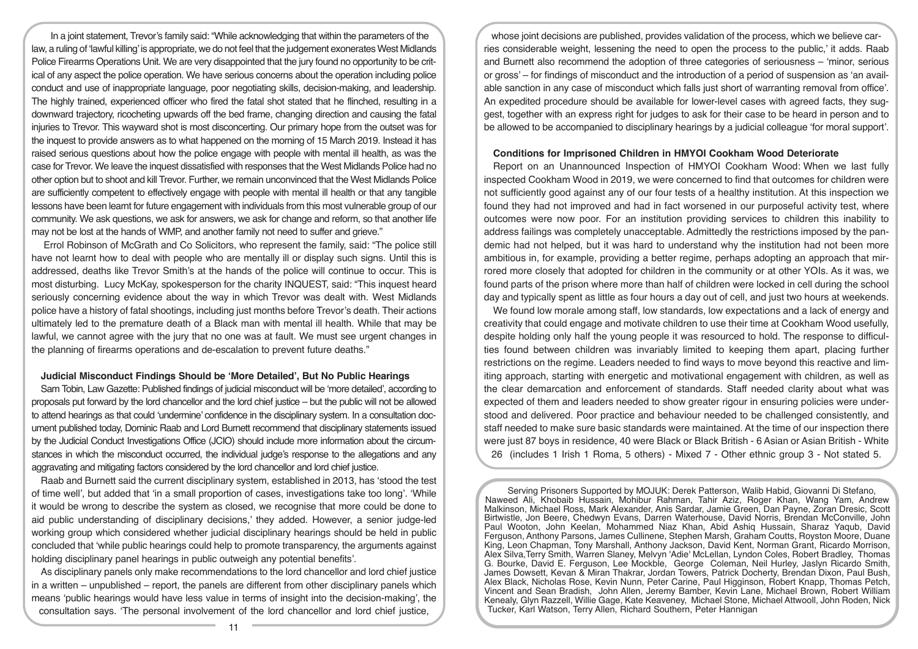In a joint statement, Trevor's family said: "While acknowledging that within the parameters of the law, a ruling of 'lawful killing' is appropriate, we do not feel that the judgement exonerates West Midlands Police Firearms Operations Unit. We are very disappointed that the jury found no opportunity to be critical of any aspect the police operation. We have serious concerns about the operation including police conduct and use of inappropriate language, poor negotiating skills, decision-making, and leadership. The highly trained, experienced officer who fired the fatal shot stated that he flinched, resulting in a downward trajectory, ricocheting upwards off the bed frame, changing direction and causing the fatal injuries to Trevor. This wayward shot is most disconcerting. Our primary hope from the outset was for the inquest to provide answers as to what happened on the morning of 15 March 2019. Instead it has raised serious questions about how the police engage with people with mental ill health, as was the case for Trevor. We leave the inquest dissatisfied with responses that the West Midlands Police had no other option but to shoot and kill Trevor. Further, we remain unconvinced that the West Midlands Police are sufficiently competent to effectively engage with people with mental ill health or that any tangible lessons have been learnt for future engagement with individuals from this most vulnerable group of our community. We ask questions, we ask for answers, we ask for change and reform, so that another life may not be lost at the hands of WMP, and another family not need to suffer and grieve."

Errol Robinson of McGrath and Co Solicitors, who represent the family, said: "The police still have not learnt how to deal with people who are mentally ill or display such signs. Until this is addressed, deaths like Trevor Smith's at the hands of the police will continue to occur. This is most disturbing. Lucy McKay, spokesperson for the charity INQUEST, said: "This inquest heard seriously concerning evidence about the way in which Trevor was dealt with. West Midlands police have a history of fatal shootings, including just months before Trevor's death. Their actions ultimately led to the premature death of a Black man with mental ill health. While that may be lawful, we cannot agree with the jury that no one was at fault. We must see urgent changes in the planning of firearms operations and de-escalation to prevent future deaths."

### Judicial Misconduct Findings Should be 'More Detailed', But No Public Hearings

Sam Tobin, Law Gazette: Published findings of judicial misconduct will be 'more detailed', according to proposals put forward by the lord chancellor and the lord chief justice – but the public will not be allowed to attend hearings as that could 'undermine' confidence in the disciplinary system. In a consultation document published today, Dominic Raab and Lord Burnett recommend that disciplinary statements issued by the Judicial Conduct Investigations Office (JCIO) should include more information about the circumstances in which the misconduct occurred, the individual judge's response to the allegations and any aggravating and mitigating factors considered by the lord chancellor and lord chief justice.

Raab and Burnett said the current disciplinary system, established in 2013, has 'stood the test of time well', but added that 'in a small proportion of cases, investigations take too long'. 'While it would be wrong to describe the system as closed, we recognise that more could be done to aid public understanding of disciplinary decisions,' they added. However, a senior judge-led working group which considered whether judicial disciplinary hearings should be held in public concluded that 'while public hearings could help to promote transparency, the arguments against holding disciplinary panel hearings in public outweigh any potential benefits'.

As disciplinary panels only make recommendations to the lord chancellor and lord chief justice in a written – unpublished – report, the panels are different from other disciplinary panels which means 'public hearings would have less value in terms of insight into the decision-making', the consultation says. 'The personal involvement of the lord chancellor and lord chief justice, whose joint decisions are published, provides validation of the process, which we believe carries considerable weight, lessening the need to open the process to the public,' it adds. Raab and Burnett also recommend the adoption of three categories of seriousness – 'minor, serious or gross' – for findings of misconduct and the introduction of a period of suspension as 'an available sanction in any case of misconduct which falls just short of warranting removal from office'. An expedited procedure should be available for lower-level cases with agreed facts, they suggest, together with an express right for judges to ask for their case to be heard in person and to be allowed to be accompanied to disciplinary hearings by a judicial colleague 'for moral support'.

### Conditions for Imprisoned Children in HMYOI Cookham Wood Deteriorate

Report on an Unannounced Inspection of HMYOI Cookham Wood: When we last fully inspected Cookham Wood in 2019, we were concerned to find that outcomes for children were not sufficiently good against any of our four tests of a healthy institution. At this inspection we found they had not improved and had in fact worsened in our purposeful activity test, where outcomes were now poor. For an institution providing services to children this inability to address failings was completely unacceptable. Admittedly the restrictions imposed by the pandemic had not helped, but it was hard to understand why the institution had not been more ambitious in, for example, providing a better regime, perhaps adopting an approach that mirrored more closely that adopted for children in the community or at other YOIs. As it was, we found parts of the prison where more than half of children were locked in cell during the school day and typically spent as little as four hours a day out of cell, and just two hours at weekends.

We found low morale among staff, low standards, low expectations and a lack of energy and creativity that could engage and motivate children to use their time at Cookham Wood usefully, despite holding only half the young people it was resourced to hold. The response to difficulties found between children was invariably limited to keeping them apart, placing further restrictions on the regime. Leaders needed to find ways to move beyond this reactive and limiting approach, starting with energetic and motivational engagement with children, as well as the clear demarcation and enforcement of standards. Staff needed clarity about what was expected of them and leaders needed to show greater rigour in ensuring policies were understood and delivered. Poor practice and behaviour needed to be challenged consistently, and staff needed to make sure basic standards were maintained. At the time of our inspection there were just 87 boys in residence, 40 were Black or Black British - 6 Asian or Asian British - White 26 (includes 1 Irish 1 Roma, 5 others) - Mixed 7 - Other ethnic group 3 - Not stated 5.

Serving Prisoners Supported by MOJUK: Derek Patterson, Walib Habid, Giovanni Di Stefano, Naweed Ali, Khobaib Hussain, Mohibur Rahman, Tahir Aziz, Roger Khan, Wang Yam, Andrew Malkinson, Michael Ross, Mark Alexander, Anis Sardar, Jamie Green, Dan Payne, Zoran Dresic, Scott Birtwistle, Jon Beere, Chedwyn Evans, Darren Waterhouse, David Norris, Brendan McConville, John Paul Wooton, John Keelan, Mohammed Niaz Khan, Abid Ashiq Hussain, Sharaz Yaqub, David Ferguson, Anthony Parsons, James Cullinene, Stephen Marsh, Graham Coutts, Royston Moore, Duane King, Leon Chapman, Tony Marshall, Anthony Jackson, David Kent, Norman Grant, Ricardo Morrison, Alex Silva,Terry Smith, Warren Slaney, Melvyn 'Adie' McLellan, Lyndon Coles, Robert Bradley, Thomas G. Bourke, David E. Ferguson, Lee Mockble, George Coleman, Neil Hurley, Jaslyn Ricardo Smith, James Dowsett, Kevan & Miran Thakrar, Jordan Towers, Patrick Docherty, Brendan Dixon, Paul Bush, Alex Black, Nicholas Rose, Kevin Nunn, Peter Carine, Paul Higginson, Robert Knapp, Thomas Petch, Vincent and Sean Bradish, John Allen, Jeremy Bamber, Kevin Lane, Michael Brown, Robert William Kenealy, Glyn Razzell, Willie Gage, Kate Keaveney, Michael Stone, Michael Attwooll, John Roden, Nick Tucker, Karl Watson, Terry Allen, Richard Southern, Peter Hannigan